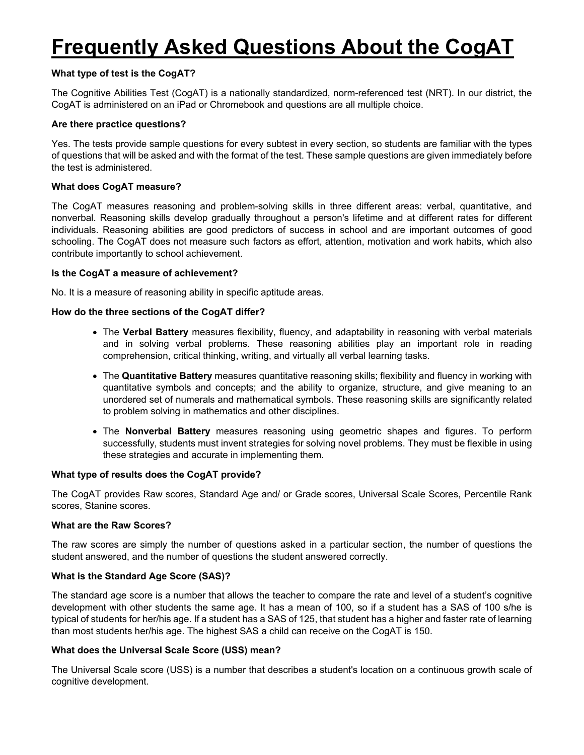# Frequently Asked Questions About the CogAT

**What type of test is the CogAT?**

The Cognitive Abilities Test (CogAT) is a nationally standardized, norm-referenced test (NRT). In our district, the CogAT is administered on an iPad or Chromebook and questions are all multiple choice.

**Are there practice questions?**

Yes. The tests provide sample questions for every subtest in every section, so students are familiar with the types of questions that will be asked and with the format of the test. These sample questions are given immediately before the test is administered.

**What does CogAT measure?**

The CogAT measures reasoning and problem-solving skills in three different areas: verbal, quantitative, and nonverbal. Reasoning skills develop gradually throughout a person's lifetime and at different rates for different individuals. Reasoning abilities are good predictors of success in school and are important outcomes of good schooling. The CogAT does not measure such factors as effort, attention, motivation and work habits, which also contribute importantly to school achievement.

**Is the CogAT a measure of achievement?**

No. It is a measure of reasoning ability in specific aptitude areas.

**How do the three sections of the CogAT differ?**

- The **Verbal Battery** measures flexibility, fluency, and adaptability in reasoning with verbal materials and in solving verbal problems. These reasoning abilities play an important role in reading comprehension, critical thinking, writing, and virtually all verbal learning tasks.
- The **Quantitative Battery** measures quantitative reasoning skills; flexibility and fluency in working with quantitative symbols and concepts; and the ability to organize, structure, and give meaning to an unordered set of numerals and mathematical symbols. These reasoning skills are significantly related to problem solving in mathematics and other disciplines.
- The **Nonverbal Battery** measures reasoning using geometric shapes and figures. To perform successfully, students must invent strategies for solving novel problems. They must be flexible in using these strategies and accurate in implementing them.

**What type of results does the CogAT provide?**

The CogAT provides Raw scores, Standard Age and/ or Grade scores, Universal Scale Scores, Percentile Rank scores, Stanine scores.

**What are the Raw Scores?**

The raw scores are simply the number of questions asked in a particular section, the number of questions the student answered, and the number of questions the student answered correctly.

**What is the Standard Age Score (SAS)?**

The standard age score is a number that allows the teacher to compare the rate and level of a student's cognitive development with other students the same age. It has a mean of 100, so if a student has a SAS of 100 s/he is typical of students for her/his age. If a student has a SAS of 125, that student has a higher and faster rate of learning than most students her/his age. The highest SAS a child can receive on the CogAT is 150.

**What does the Universal Scale Score (USS) mean?**

The Universal Scale score (USS) is a number that describes a student's location on a continuous growth scale of cognitive development.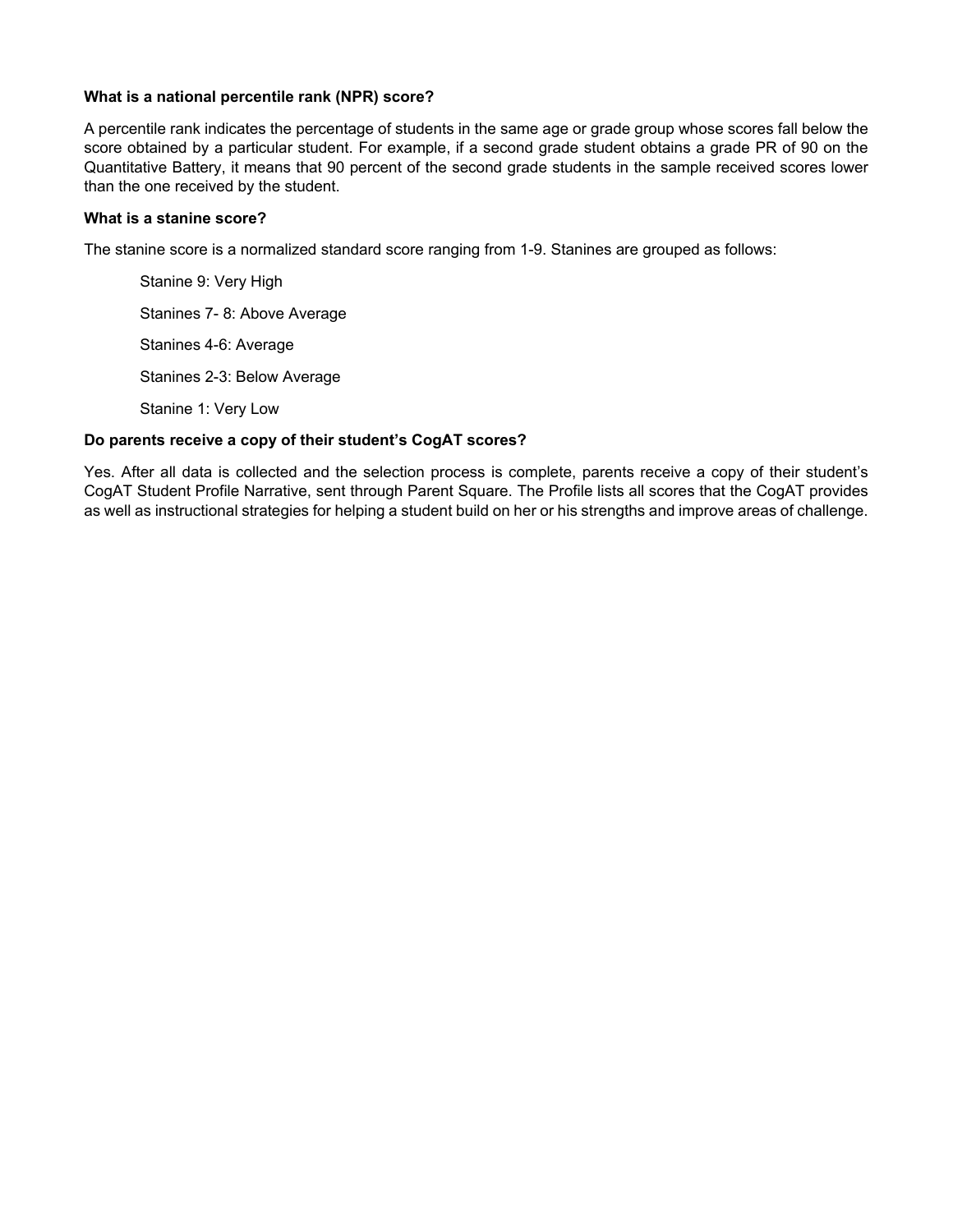**What is a national percentile rank (NPR) score?**

A percentile rank indicates the percentage of students in the same age or grade group whose scores fall below the score obtained by a particular student. For example, if a second grade student obtains a grade PR of 90 on the Quantitative Battery, it means that 90 percent of the second grade students in the sample received scores lower than the one received by the student.

**What is a stanine score?**

The stanine score is a normalized standard score ranging from 1-9. Stanines are grouped as follows:

Stanine 9: Very High

Stanines 7- 8: Above Average

Stanines 4-6: Average

Stanines 2-3: Below Average

Stanine 1: Very Low

**Do parents receive a copy of their student's CogAT scores?**

Yes. After all data is collected and the selection process is complete, parents receive a copy of their student's CogAT Student Profile Narrative, sent through Parent Square. The Profile lists all scores that the CogAT provides as well as instructional strategies for helping a student build on her or his strengths and improve areas of challenge.